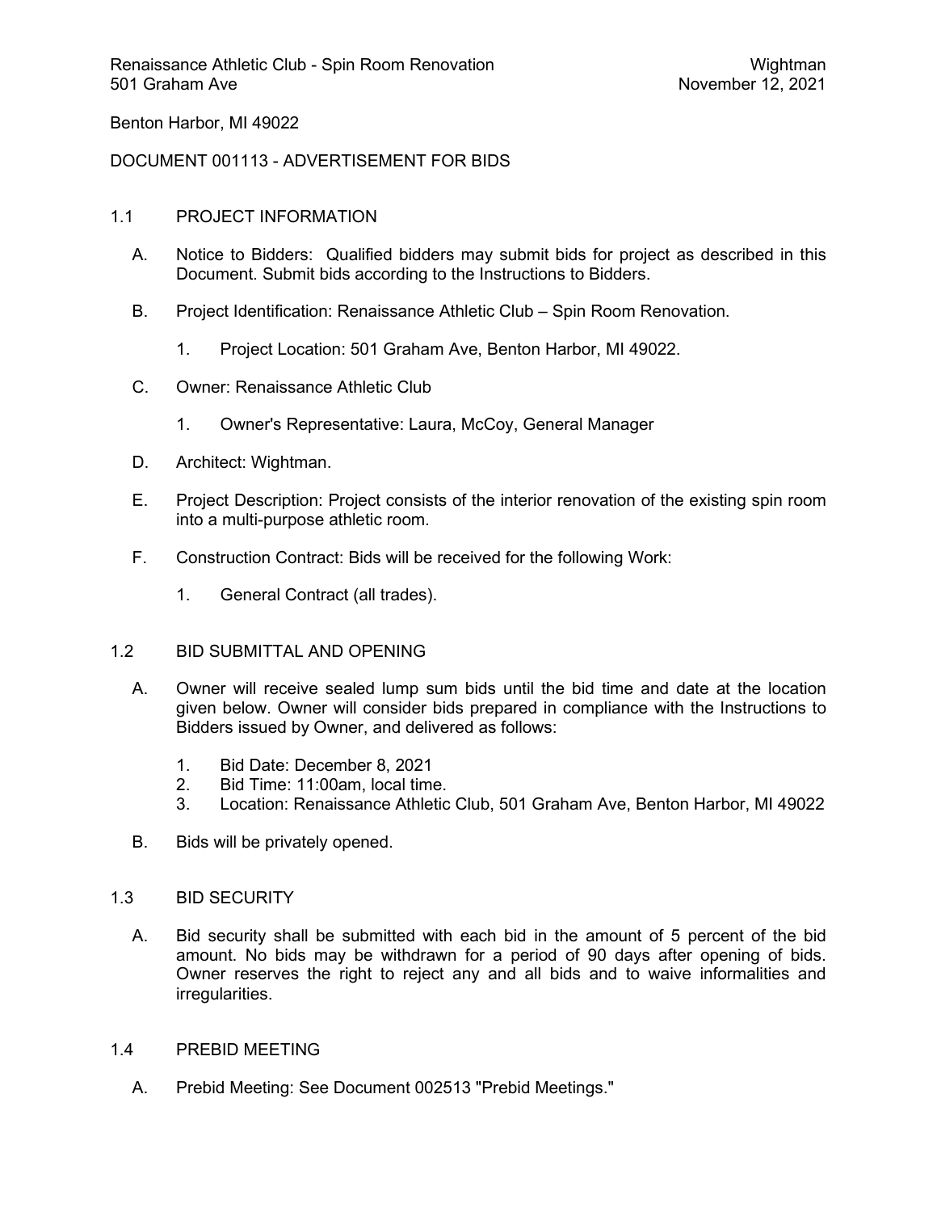Benton Harbor, MI 49022

# DOCUMENT 001113 - ADVERTISEMENT FOR BIDS

## 1.1 PROJECT INFORMATION

A. Notice to Bidders: Qualified bidders may submit bids for project as described in this Document. Submit bids according to the Instructions to Bidders.

B. Project Identification: Renaissance Athletic Club – Spin Room Renovation.

1. Project Location: 501 Graham Ave, Benton Harbor, MI 49022.

C. Owner: Renaissance Athletic Club

1. Owner's Representative: Laura, McCoy, General Manager

D. Architect: Wightman.

E. Project Description: Project consists of the interior renovation of the existing spin room into a multi-purpose athletic room.

F. Construction Contract: Bids will be received for the following Work:

1. General Contract (all trades).

## 1.2 BID SUBMITTAL AND OPENING

A. Owner will receive sealed lump sum bids until the bid time and date at the location given below. Owner will consider bids prepared in compliance with the Instructions to Bidders issued by Owner, and delivered as follows:

1. Bid Date: December 8, 2021
2. Bid Time: 11:00am, local time.
3. Location: Renaissance Athletic Club, 501 Graham Ave, Benton Harbor, MI 49022

B. Bids will be privately opened.

## 1.3 BID SECURITY

A. Bid security shall be submitted with each bid in the amount of 5 percent of the bid amount. No bids may be withdrawn for a period of 90 days after opening of bids. Owner reserves the right to reject any and all bids and to waive informalities and irregularities.

## 1.4 PREBID MEETING

A. Prebid Meeting: See Document 002513 "Prebid Meetings."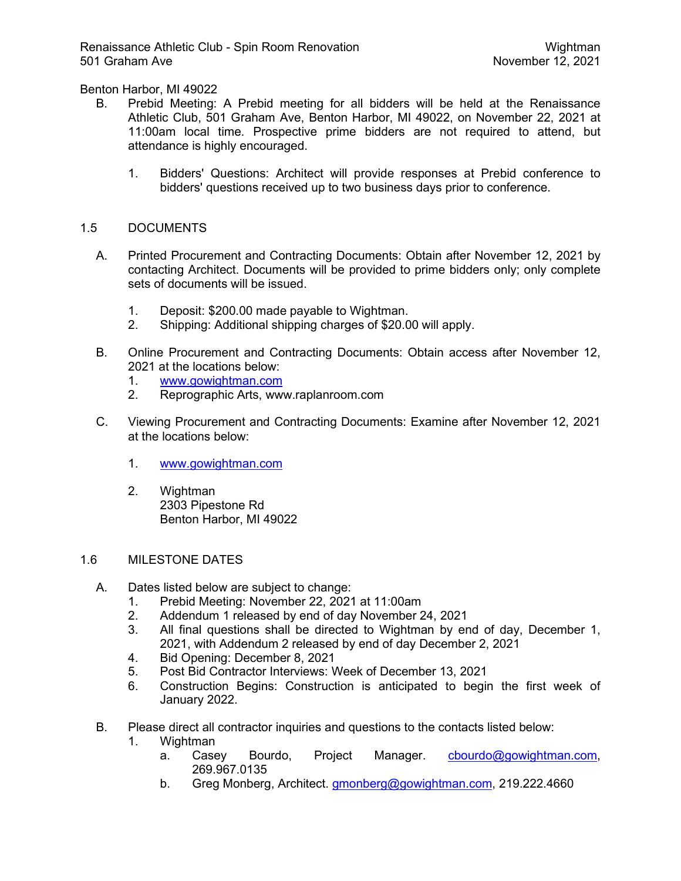Benton Harbor, MI 49022

B. Prebid Meeting: A Prebid meeting for all bidders will be held at the Renaissance Athletic Club, 501 Graham Ave, Benton Harbor, MI 49022, on November 22, 2021 at 11:00am local time. Prospective prime bidders are not required to attend, but attendance is highly encouraged.

   1. Bidders' Questions: Architect will provide responses at Prebid conference to bidders' questions received up to two business days prior to conference.

## 1.5 DOCUMENTS

A. Printed Procurement and Contracting Documents: Obtain after November 12, 2021 by contacting Architect. Documents will be provided to prime bidders only; only complete sets of documents will be issued.

   1. Deposit: $200.00 made payable to Wightman.
   2. Shipping: Additional shipping charges of $20.00 will apply.

B. Online Procurement and Contracting Documents: Obtain access after November 12, 2021 at the locations below:

   1. www.gowightman.com
   2. Reprographic Arts, www.raplanroom.com

C. Viewing Procurement and Contracting Documents: Examine after November 12, 2021 at the locations below:

   1. www.gowightman.com

   2. Wightman
      2303 Pipestone Rd
      Benton Harbor, MI 49022

## 1.6 MILESTONE DATES

A. Dates listed below are subject to change:

   1. Prebid Meeting: November 22, 2021 at 11:00am
   2. Addendum 1 released by end of day November 24, 2021
   3. All final questions shall be directed to Wightman by end of day, December 1, 2021, with Addendum 2 released by end of day December 2, 2021
   4. Bid Opening: December 8, 2021
   5. Post Bid Contractor Interviews: Week of December 13, 2021
   6. Construction Begins: Construction is anticipated to begin the first week of January 2022.

B. Please direct all contractor inquiries and questions to the contacts listed below:

   1. Wightman
      a. Casey Bourdo, Project Manager. cbourdo@gowightman.com, 269.967.0135
      b. Greg Monberg, Architect. gmonberg@gowightman.com, 219.222.4660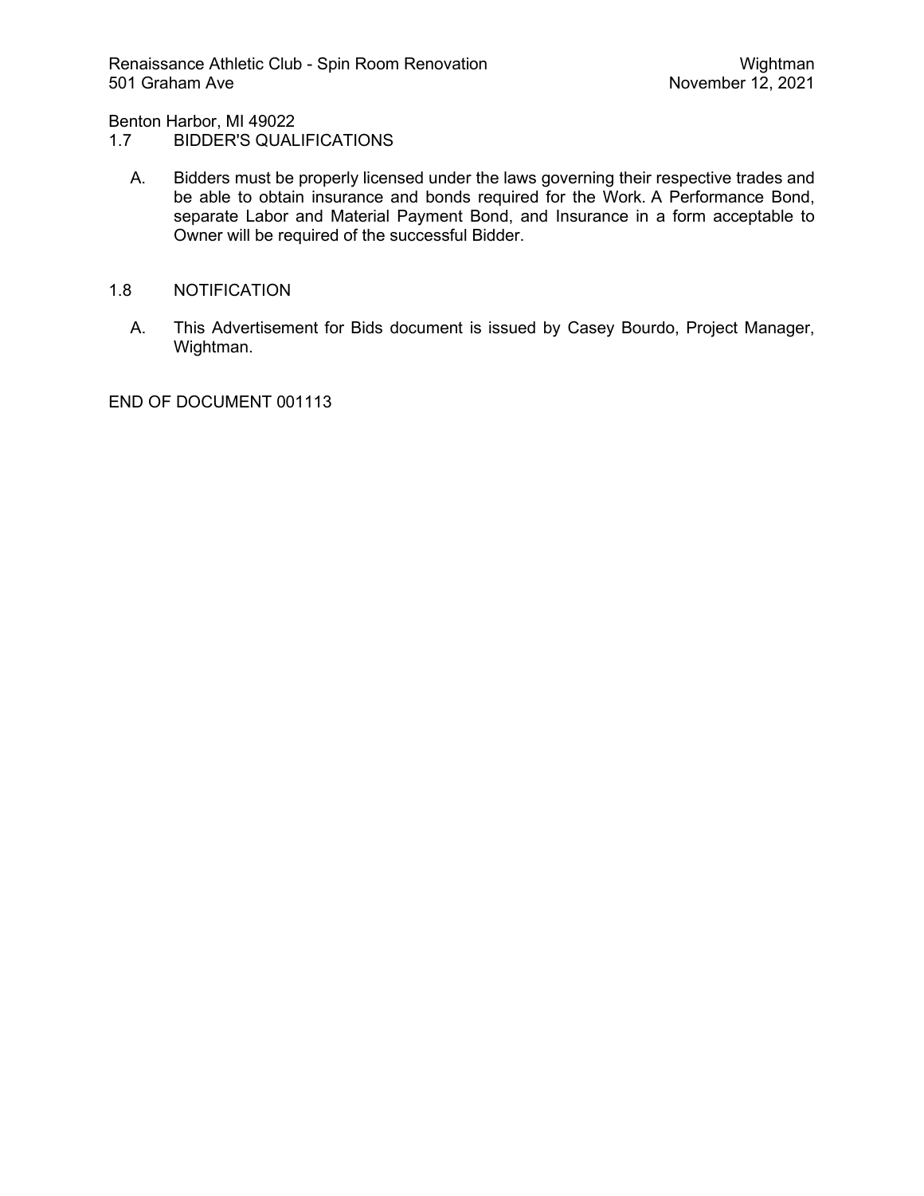### 1.7 BIDDER'S QUALIFICATIONS

A. Bidders must be properly licensed under the laws governing their respective trades and be able to obtain insurance and bonds required for the Work. A Performance Bond, separate Labor and Material Payment Bond, and Insurance in a form acceptable to Owner will be required of the successful Bidder.

### 1.8 NOTIFICATION

A. This Advertisement for Bids document is issued by Casey Bourdo, Project Manager, Wightman.

END OF DOCUMENT 001113